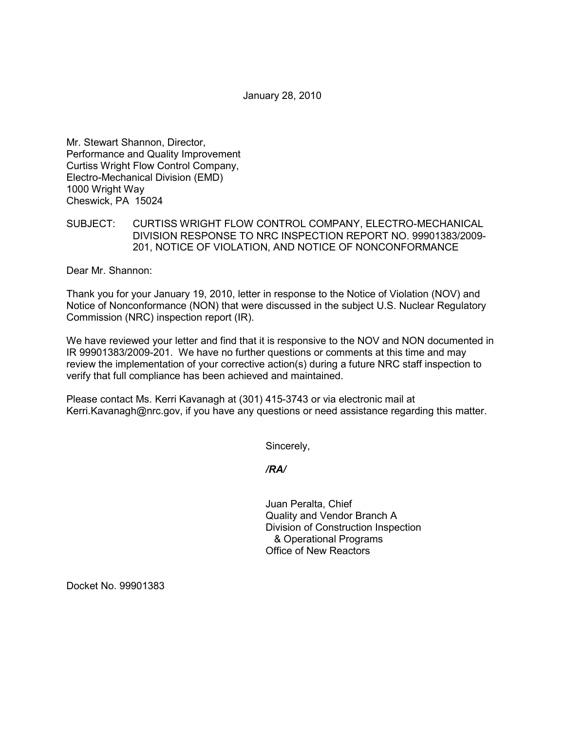January 28, 2010

Mr. Stewart Shannon, Director,  
Performance and Quality Improvement  
Curtiss Wright Flow Control Company,  
Electro-Mechanical Division (EMD)  
1000 Wright Way  
Cheswick, PA 15024

SUBJECT: CURTISS WRIGHT FLOW CONTROL COMPANY, ELECTRO-MECHANICAL DIVISION RESPONSE TO NRC INSPECTION REPORT NO. 99901383/2009-201, NOTICE OF VIOLATION, AND NOTICE OF NONCONFORMANCE

Dear Mr. Shannon:

Thank you for your January 19, 2010, letter in response to the Notice of Violation (NOV) and Notice of Nonconformance (NON) that were discussed in the subject U.S. Nuclear Regulatory Commission (NRC) inspection report (IR).

We have reviewed your letter and find that it is responsive to the NOV and NON documented in IR 99901383/2009-201. We have no further questions or comments at this time and may review the implementation of your corrective action(s) during a future NRC staff inspection to verify that full compliance has been achieved and maintained.

Please contact Ms. Kerri Kavanagh at (301) 415-3743 or via electronic mail at Kerri.Kavanagh@nrc.gov, if you have any questions or need assistance regarding this matter.

Sincerely,

*/RA/*

Juan Peralta, Chief  
Quality and Vendor Branch A  
Division of Construction Inspection & Operational Programs  
Office of New Reactors

Docket No. 99901383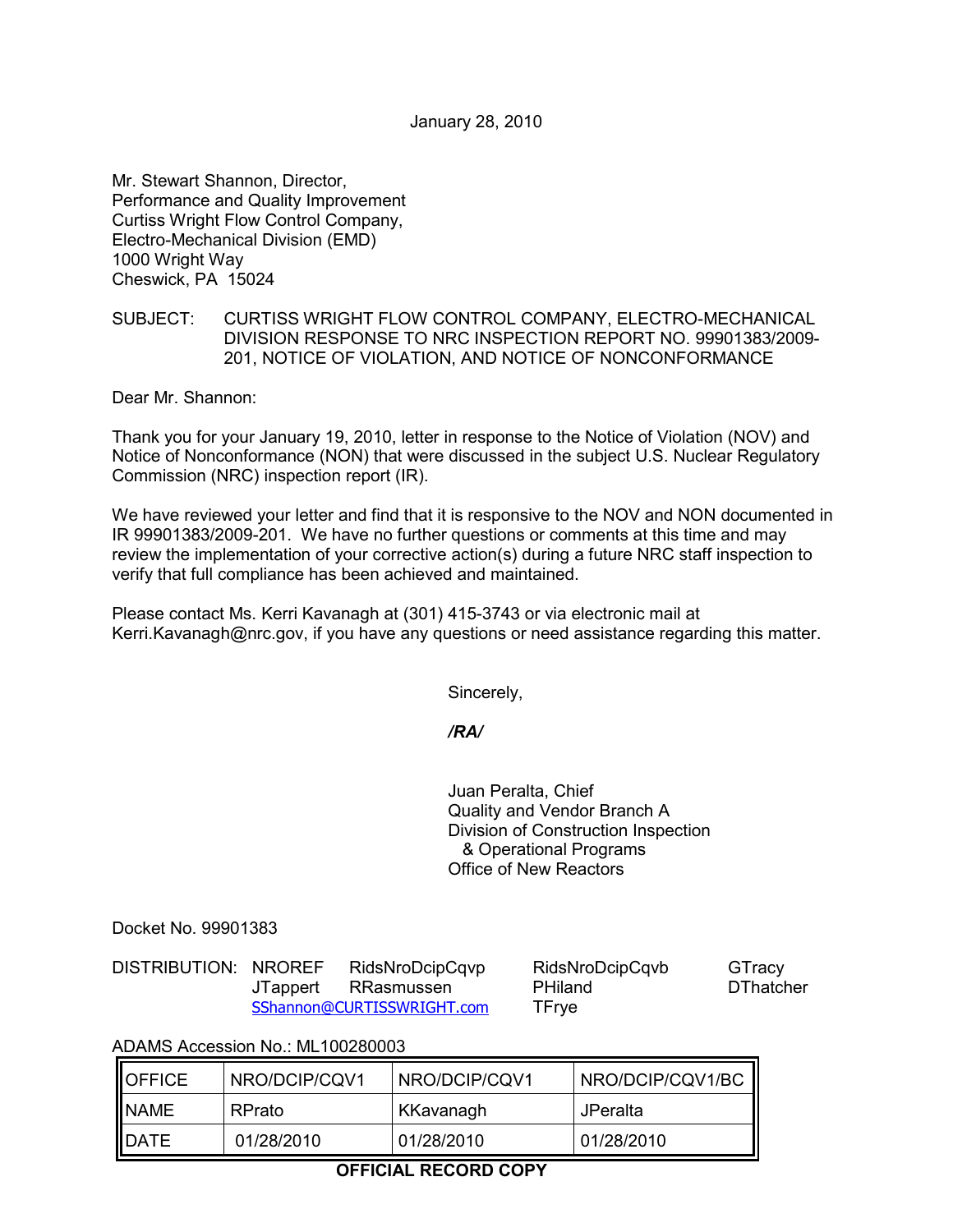January 28, 2010

Mr. Stewart Shannon, Director,
Performance and Quality Improvement
Curtiss Wright Flow Control Company,
Electro-Mechanical Division (EMD)
1000 Wright Way
Cheswick, PA 15024

SUBJECT: CURTISS WRIGHT FLOW CONTROL COMPANY, ELECTRO-MECHANICAL DIVISION RESPONSE TO NRC INSPECTION REPORT NO. 99901383/2009-201, NOTICE OF VIOLATION, AND NOTICE OF NONCONFORMANCE

Dear Mr. Shannon:

Thank you for your January 19, 2010, letter in response to the Notice of Violation (NOV) and Notice of Nonconformance (NON) that were discussed in the subject U.S. Nuclear Regulatory Commission (NRC) inspection report (IR).

We have reviewed your letter and find that it is responsive to the NOV and NON documented in IR 99901383/2009-201. We have no further questions or comments at this time and may review the implementation of your corrective action(s) during a future NRC staff inspection to verify that full compliance has been achieved and maintained.

Please contact Ms. Kerri Kavanagh at (301) 415-3743 or via electronic mail at Kerri.Kavanagh@nrc.gov, if you have any questions or need assistance regarding this matter.

Sincerely,

*/RA/*

Juan Peralta, Chief
Quality and Vendor Branch A
Division of Construction Inspection
& Operational Programs
Office of New Reactors

Docket No. 99901383

DISTRIBUTION: NROREF RidsNroDcipCqvp RidsNroDcipCqvb GTracy JTappert RRasmussen PHiland DThatcher SShannon@CURTISSWRIGHT.com TFrye

ADAMS Accession No.: ML100280003

| OFFICE | NRO/DCIP/CQV1 | NRO/DCIP/CQV1 | NRO/DCIP/CQV1/BC |
|---|---|---|---|
| NAME | RPrato | KKavanagh | JPeralta |
| DATE | 01/28/2010 | 01/28/2010 | 01/28/2010 |

**OFFICIAL RECORD COPY**